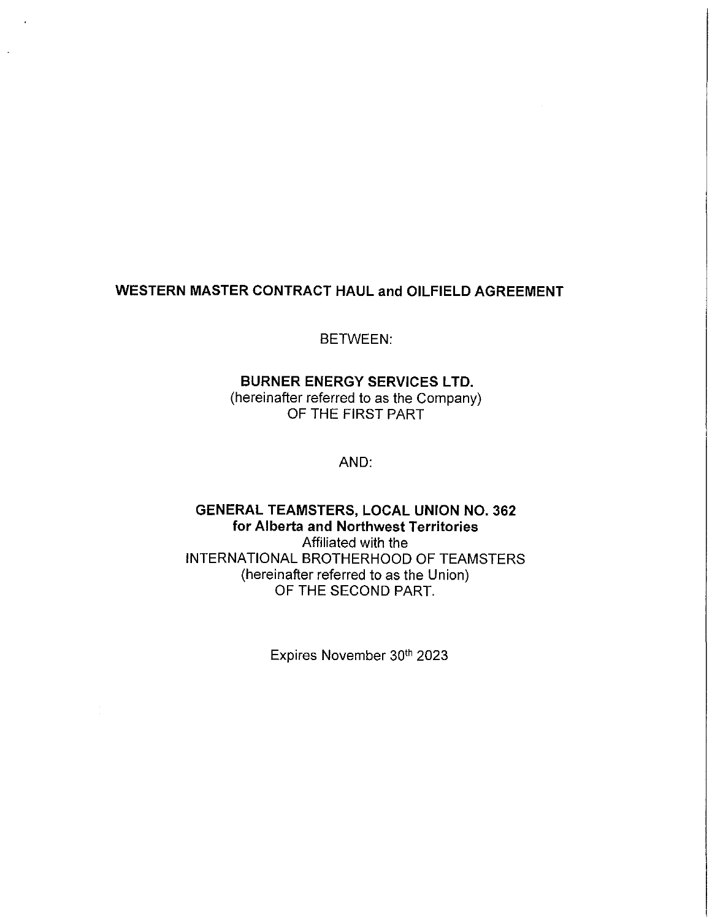# WESTERN MASTER CONTRACT HAUL and OILFIELD AGREEMENT

BETWEEN:

**BURNER ENERGY SERVICES LTD.**
(hereinafter referred to as the Company)
OF THE FIRST PART

AND:

**GENERAL TEAMSTERS, LOCAL UNION NO. 362**
**for Alberta and Northwest Territories**
Affiliated with the
INTERNATIONAL BROTHERHOOD OF TEAMSTERS
(hereinafter referred to as the Union)
OF THE SECOND PART.

Expires November 30th 2023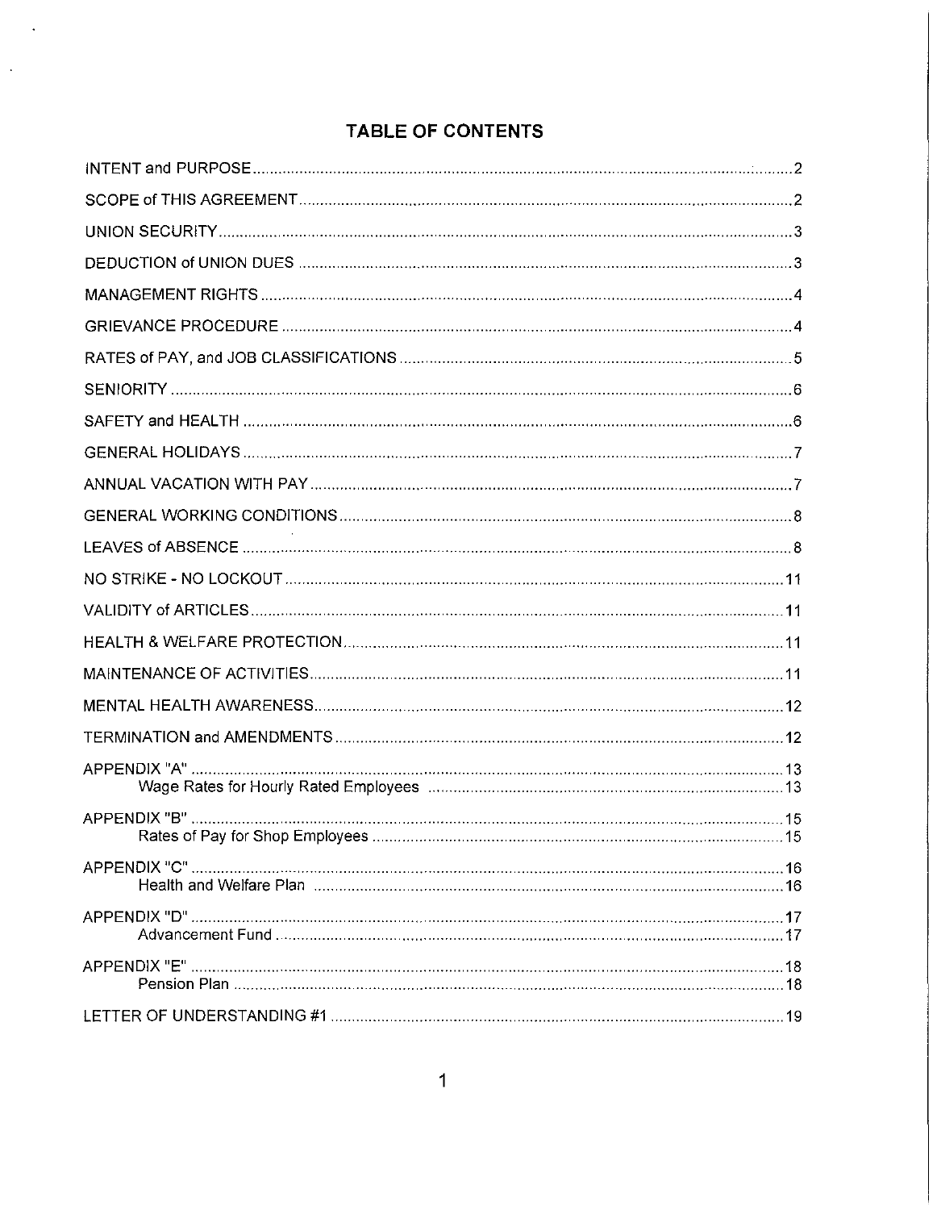# TABLE OF CONTENTS

| | |
|---|---|
| INTENT and PURPOSE | 2 |
| SCOPE of THIS AGREEMENT | 2 |
| UNION SECURITY | 3 |
| DEDUCTION of UNION DUES | 3 |
| MANAGEMENT RIGHTS | 4 |
| GRIEVANCE PROCEDURE | 4 |
| RATES of PAY, and JOB CLASSIFICATIONS | 5 |
| SENIORITY | 6 |
| SAFETY and HEALTH | 6 |
| GENERAL HOLIDAYS | 7 |
| ANNUAL VACATION WITH PAY | 7 |
| GENERAL WORKING CONDITIONS | 8 |
| LEAVES of ABSENCE | 8 |
| NO STRIKE - NO LOCKOUT | 11 |
| VALIDITY of ARTICLES | 11 |
| HEALTH & WELFARE PROTECTION | 11 |
| MAINTENANCE OF ACTIVITIES | 11 |
| MENTAL HEALTH AWARENESS | 12 |
| TERMINATION and AMENDMENTS | 12 |
| APPENDIX "A" | 13 |
| Wage Rates for Hourly Rated Employees | 13 |
| APPENDIX "B" | 15 |
| Rates of Pay for Shop Employees | 15 |
| APPENDIX "C" | 16 |
| Health and Welfare Plan | 16 |
| APPENDIX "D" | 17 |
| Advancement Fund | 17 |
| APPENDIX "E" | 18 |
| Pension Plan | 18 |
| LETTER OF UNDERSTANDING #1 | 19 |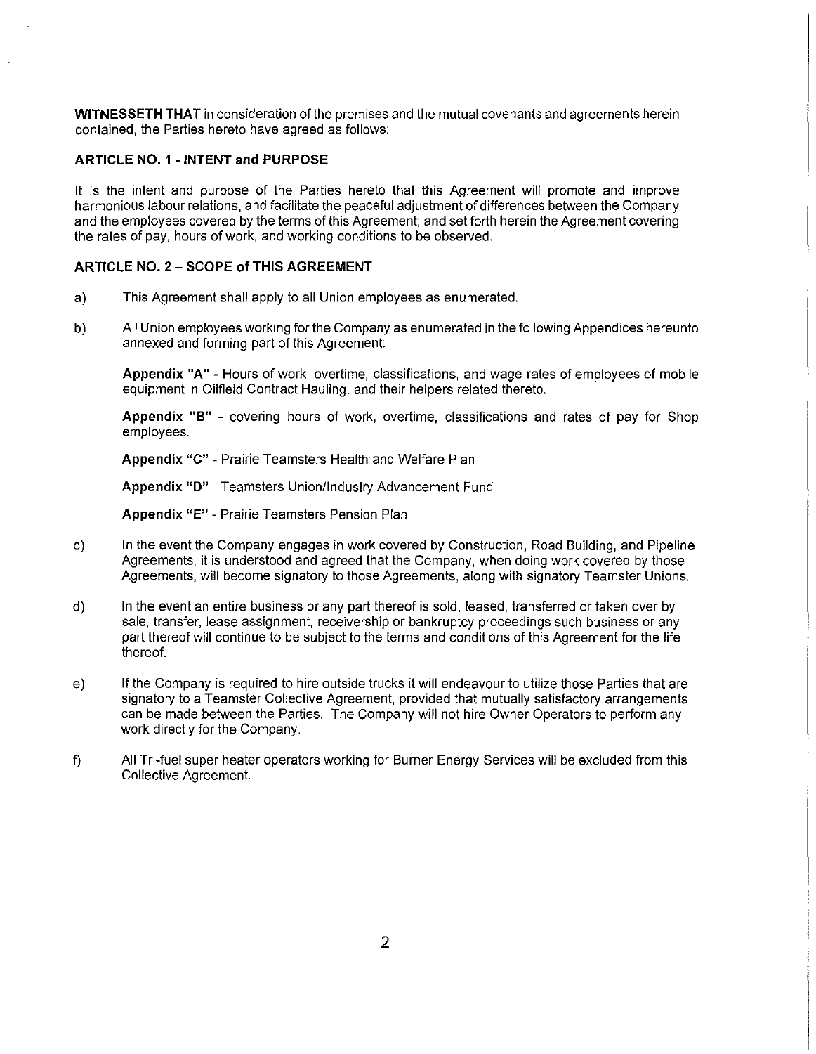**WITNESSETH THAT** in consideration of the premises and the mutual covenants and agreements herein contained, the Parties hereto have agreed as follows:

**ARTICLE NO. 1 - INTENT and PURPOSE**

It is the intent and purpose of the Parties hereto that this Agreement will promote and improve harmonious labour relations, and facilitate the peaceful adjustment of differences between the Company and the employees covered by the terms of this Agreement; and set forth herein the Agreement covering the rates of pay, hours of work, and working conditions to be observed.

**ARTICLE NO. 2 – SCOPE of THIS AGREEMENT**

a) This Agreement shall apply to all Union employees as enumerated.

b) All Union employees working for the Company as enumerated in the following Appendices hereunto annexed and forming part of this Agreement:

   **Appendix "A"** - Hours of work, overtime, classifications, and wage rates of employees of mobile equipment in Oilfield Contract Hauling, and their helpers related thereto.

   **Appendix "B"** - covering hours of work, overtime, classifications and rates of pay for Shop employees.

   **Appendix "C"** - Prairie Teamsters Health and Welfare Plan

   **Appendix "D"** - Teamsters Union/Industry Advancement Fund

   **Appendix "E"** - Prairie Teamsters Pension Plan

c) In the event the Company engages in work covered by Construction, Road Building, and Pipeline Agreements, it is understood and agreed that the Company, when doing work covered by those Agreements, will become signatory to those Agreements, along with signatory Teamster Unions.

d) In the event an entire business or any part thereof is sold, leased, transferred or taken over by sale, transfer, lease assignment, receivership or bankruptcy proceedings such business or any part thereof will continue to be subject to the terms and conditions of this Agreement for the life thereof.

e) If the Company is required to hire outside trucks it will endeavour to utilize those Parties that are signatory to a Teamster Collective Agreement, provided that mutually satisfactory arrangements can be made between the Parties. The Company will not hire Owner Operators to perform any work directly for the Company.

f) All Tri-fuel super heater operators working for Burner Energy Services will be excluded from this Collective Agreement.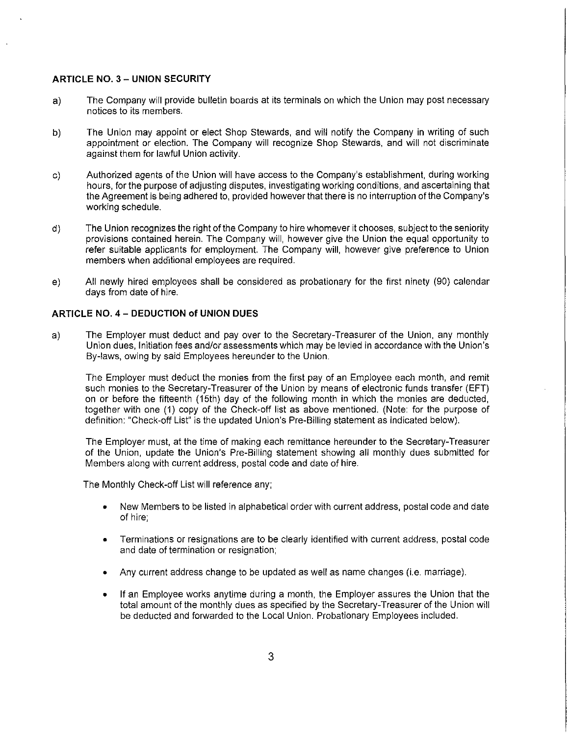### ARTICLE NO. 3 – UNION SECURITY

a) The Company will provide bulletin boards at its terminals on which the Union may post necessary notices to its members.

b) The Union may appoint or elect Shop Stewards, and will notify the Company in writing of such appointment or election. The Company will recognize Shop Stewards, and will not discriminate against them for lawful Union activity.

c) Authorized agents of the Union will have access to the Company's establishment, during working hours, for the purpose of adjusting disputes, investigating working conditions, and ascertaining that the Agreement is being adhered to, provided however that there is no interruption of the Company's working schedule.

d) The Union recognizes the right of the Company to hire whomever it chooses, subject to the seniority provisions contained herein. The Company will, however give the Union the equal opportunity to refer suitable applicants for employment. The Company will, however give preference to Union members when additional employees are required.

e) All newly hired employees shall be considered as probationary for the first ninety (90) calendar days from date of hire.

### ARTICLE NO. 4 – DEDUCTION of UNION DUES

a) The Employer must deduct and pay over to the Secretary-Treasurer of the Union, any monthly Union dues, Initiation fees and/or assessments which may be levied in accordance with the Union's By-laws, owing by said Employees hereunder to the Union.

The Employer must deduct the monies from the first pay of an Employee each month, and remit such monies to the Secretary-Treasurer of the Union by means of electronic funds transfer (EFT) on or before the fifteenth (15th) day of the following month in which the monies are deducted, together with one (1) copy of the Check-off list as above mentioned. (Note: for the purpose of definition: "Check-off List" is the updated Union's Pre-Billing statement as indicated below).

The Employer must, at the time of making each remittance hereunder to the Secretary-Treasurer of the Union, update the Union's Pre-Billing statement showing all monthly dues submitted for Members along with current address, postal code and date of hire.

The Monthly Check-off List will reference any;

- New Members to be listed in alphabetical order with current address, postal code and date of hire;
- Terminations or resignations are to be clearly identified with current address, postal code and date of termination or resignation;
- Any current address change to be updated as well as name changes (i.e. marriage).
- If an Employee works anytime during a month, the Employer assures the Union that the total amount of the monthly dues as specified by the Secretary-Treasurer of the Union will be deducted and forwarded to the Local Union. Probationary Employees included.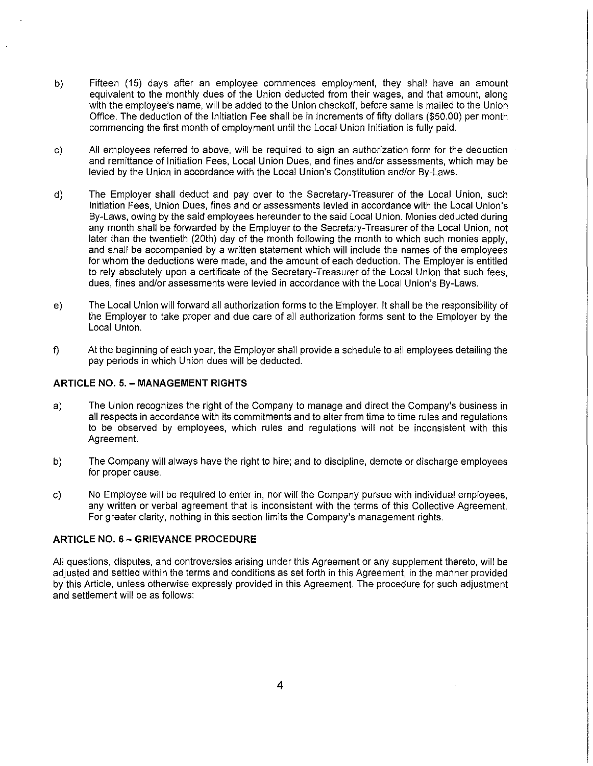b) Fifteen (15) days after an employee commences employment, they shall have an amount equivalent to the monthly dues of the Union deducted from their wages, and that amount, along with the employee's name, will be added to the Union checkoff, before same is mailed to the Union Office. The deduction of the Initiation Fee shall be in increments of fifty dollars ($50.00) per month commencing the first month of employment until the Local Union Initiation is fully paid.

c) All employees referred to above, will be required to sign an authorization form for the deduction and remittance of Initiation Fees, Local Union Dues, and fines and/or assessments, which may be levied by the Union in accordance with the Local Union's Constitution and/or By-Laws.

d) The Employer shall deduct and pay over to the Secretary-Treasurer of the Local Union, such Initiation Fees, Union Dues, fines and or assessments levied in accordance with the Local Union's By-Laws, owing by the said employees hereunder to the said Local Union. Monies deducted during any month shall be forwarded by the Employer to the Secretary-Treasurer of the Local Union, not later than the twentieth (20th) day of the month following the month to which such monies apply, and shall be accompanied by a written statement which will include the names of the employees for whom the deductions were made, and the amount of each deduction. The Employer is entitled to rely absolutely upon a certificate of the Secretary-Treasurer of the Local Union that such fees, dues, fines and/or assessments were levied in accordance with the Local Union's By-Laws.

e) The Local Union will forward all authorization forms to the Employer. It shall be the responsibility of the Employer to take proper and due care of all authorization forms sent to the Employer by the Local Union.

f) At the beginning of each year, the Employer shall provide a schedule to all employees detailing the pay periods in which Union dues will be deducted.

## ARTICLE NO. 5. – MANAGEMENT RIGHTS

a) The Union recognizes the right of the Company to manage and direct the Company's business in all respects in accordance with its commitments and to alter from time to time rules and regulations to be observed by employees, which rules and regulations will not be inconsistent with this Agreement.

b) The Company will always have the right to hire; and to discipline, demote or discharge employees for proper cause.

c) No Employee will be required to enter in, nor will the Company pursue with individual employees, any written or verbal agreement that is inconsistent with the terms of this Collective Agreement. For greater clarity, nothing in this section limits the Company's management rights.

## ARTICLE NO. 6 – GRIEVANCE PROCEDURE

All questions, disputes, and controversies arising under this Agreement or any supplement thereto, will be adjusted and settled within the terms and conditions as set forth in this Agreement, in the manner provided by this Article, unless otherwise expressly provided in this Agreement. The procedure for such adjustment and settlement will be as follows: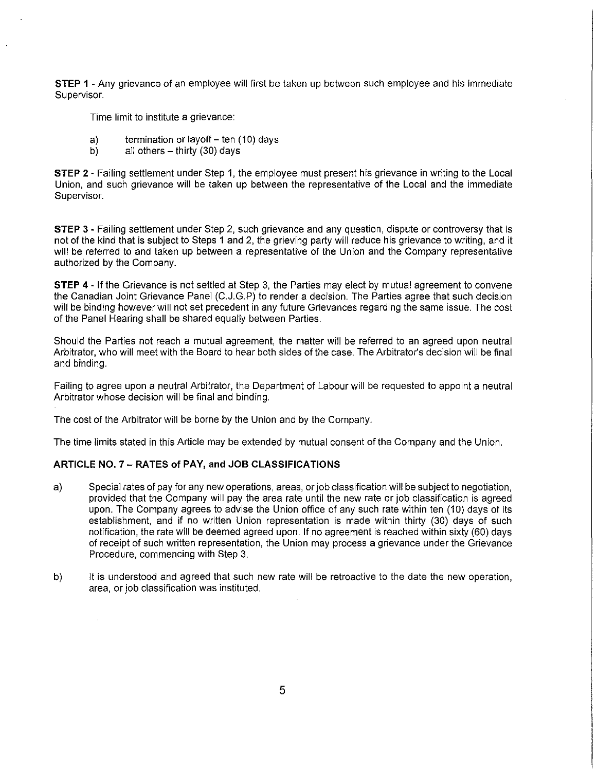**STEP 1** - Any grievance of an employee will first be taken up between such employee and his immediate Supervisor.

Time limit to institute a grievance:

a) termination or layoff – ten (10) days
b) all others – thirty (30) days

**STEP 2** - Failing settlement under Step 1, the employee must present his grievance in writing to the Local Union, and such grievance will be taken up between the representative of the Local and the immediate Supervisor.

**STEP 3** - Failing settlement under Step 2, such grievance and any question, dispute or controversy that is not of the kind that is subject to Steps 1 and 2, the grieving party will reduce his grievance to writing, and it will be referred to and taken up between a representative of the Union and the Company representative authorized by the Company.

**STEP 4** - If the Grievance is not settled at Step 3, the Parties may elect by mutual agreement to convene the Canadian Joint Grievance Panel (C.J.G.P) to render a decision. The Parties agree that such decision will be binding however will not set precedent in any future Grievances regarding the same issue. The cost of the Panel Hearing shall be shared equally between Parties.

Should the Parties not reach a mutual agreement, the matter will be referred to an agreed upon neutral Arbitrator, who will meet with the Board to hear both sides of the case. The Arbitrator's decision will be final and binding.

Failing to agree upon a neutral Arbitrator, the Department of Labour will be requested to appoint a neutral Arbitrator whose decision will be final and binding.

The cost of the Arbitrator will be borne by the Union and by the Company.

The time limits stated in this Article may be extended by mutual consent of the Company and the Union.

## ARTICLE NO. 7 – RATES of PAY, and JOB CLASSIFICATIONS

a) Special rates of pay for any new operations, areas, or job classification will be subject to negotiation, provided that the Company will pay the area rate until the new rate or job classification is agreed upon. The Company agrees to advise the Union office of any such rate within ten (10) days of its establishment, and if no written Union representation is made within thirty (30) days of such notification, the rate will be deemed agreed upon. If no agreement is reached within sixty (60) days of receipt of such written representation, the Union may process a grievance under the Grievance Procedure, commencing with Step 3.

b) It is understood and agreed that such new rate will be retroactive to the date the new operation, area, or job classification was instituted.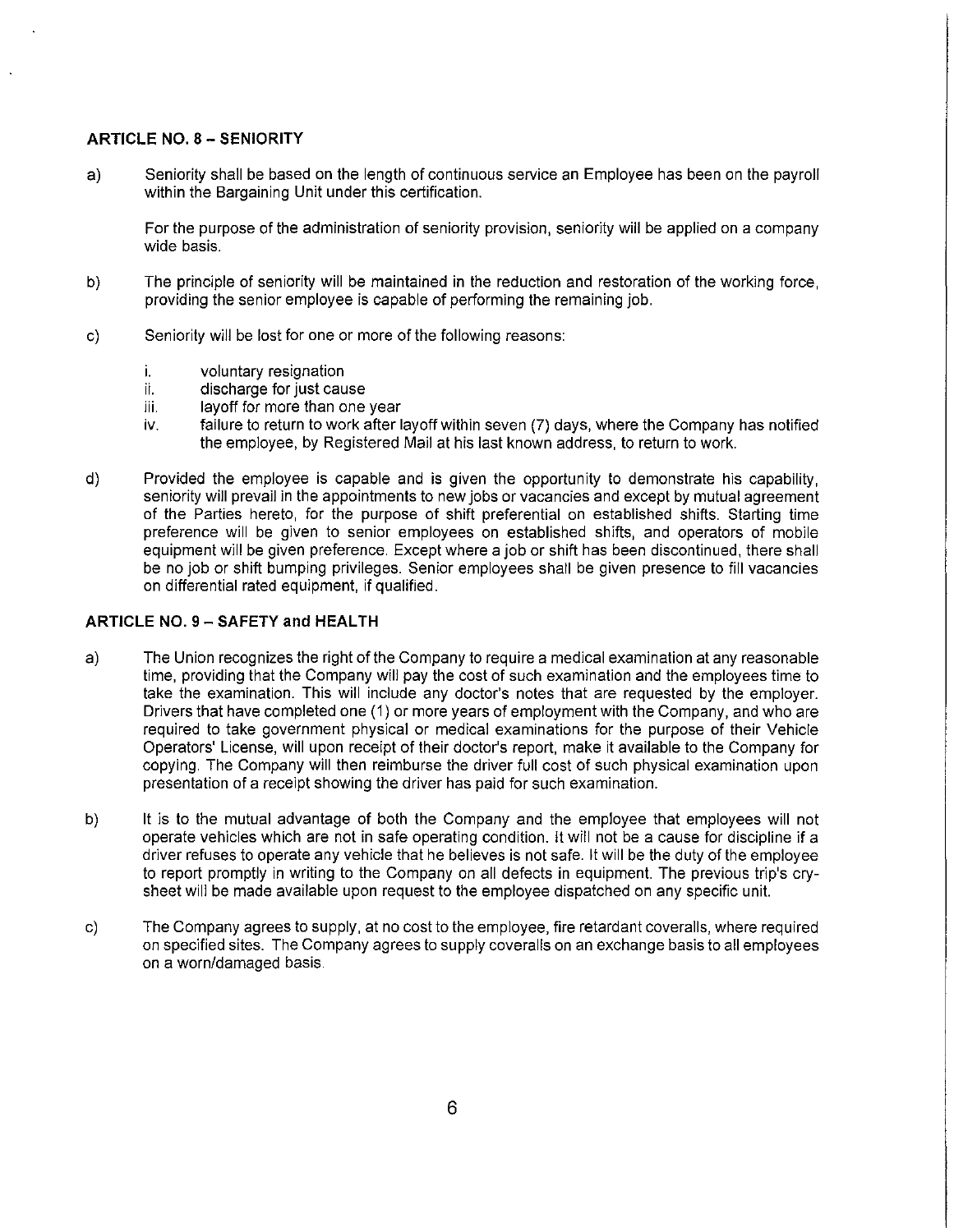### ARTICLE NO. 8 – SENIORITY

a) Seniority shall be based on the length of continuous service an Employee has been on the payroll within the Bargaining Unit under this certification.

   For the purpose of the administration of seniority provision, seniority will be applied on a company wide basis.

b) The principle of seniority will be maintained in the reduction and restoration of the working force, providing the senior employee is capable of performing the remaining job.

c) Seniority will be lost for one or more of the following reasons:

   i. voluntary resignation
   ii. discharge for just cause
   iii. layoff for more than one year
   iv. failure to return to work after layoff within seven (7) days, where the Company has notified the employee, by Registered Mail at his last known address, to return to work.

d) Provided the employee is capable and is given the opportunity to demonstrate his capability, seniority will prevail in the appointments to new jobs or vacancies and except by mutual agreement of the Parties hereto, for the purpose of shift preferential on established shifts. Starting time preference will be given to senior employees on established shifts, and operators of mobile equipment will be given preference. Except where a job or shift has been discontinued, there shall be no job or shift bumping privileges. Senior employees shall be given presence to fill vacancies on differential rated equipment, if qualified.

### ARTICLE NO. 9 – SAFETY and HEALTH

a) The Union recognizes the right of the Company to require a medical examination at any reasonable time, providing that the Company will pay the cost of such examination and the employees time to take the examination. This will include any doctor's notes that are requested by the employer. Drivers that have completed one (1) or more years of employment with the Company, and who are required to take government physical or medical examinations for the purpose of their Vehicle Operators' License, will upon receipt of their doctor's report, make it available to the Company for copying. The Company will then reimburse the driver full cost of such physical examination upon presentation of a receipt showing the driver has paid for such examination.

b) It is to the mutual advantage of both the Company and the employee that employees will not operate vehicles which are not in safe operating condition. It will not be a cause for discipline if a driver refuses to operate any vehicle that he believes is not safe. It will be the duty of the employee to report promptly in writing to the Company on all defects in equipment. The previous trip's cry-sheet will be made available upon request to the employee dispatched on any specific unit.

c) The Company agrees to supply, at no cost to the employee, fire retardant coveralls, where required on specified sites. The Company agrees to supply coveralls on an exchange basis to all employees on a worn/damaged basis.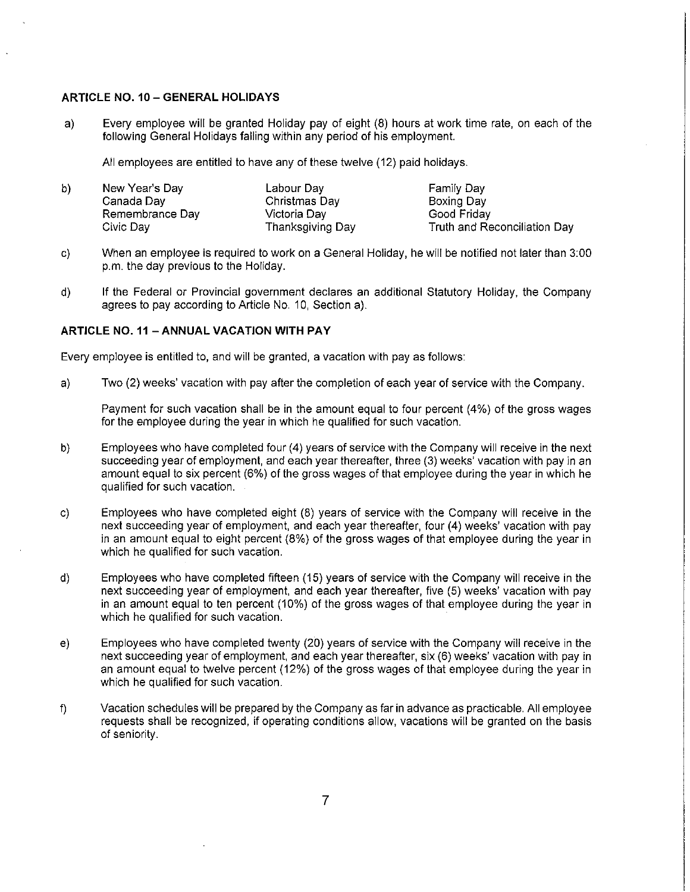### ARTICLE NO. 10 – GENERAL HOLIDAYS

a) Every employee will be granted Holiday pay of eight (8) hours at work time rate, on each of the following General Holidays falling within any period of his employment.

All employees are entitled to have any of these twelve (12) paid holidays.

b)

| | | |
|---|---|---|
| New Year's Day | Labour Day | Family Day |
| Canada Day | Christmas Day | Boxing Day |
| Remembrance Day | Victoria Day | Good Friday |
| Civic Day | Thanksgiving Day | Truth and Reconciliation Day |

c) When an employee is required to work on a General Holiday, he will be notified not later than 3:00 p.m. the day previous to the Holiday.

d) If the Federal or Provincial government declares an additional Statutory Holiday, the Company agrees to pay according to Article No. 10, Section a).

### ARTICLE NO. 11 – ANNUAL VACATION WITH PAY

Every employee is entitled to, and will be granted, a vacation with pay as follows:

a) Two (2) weeks' vacation with pay after the completion of each year of service with the Company.

Payment for such vacation shall be in the amount equal to four percent (4%) of the gross wages for the employee during the year in which he qualified for such vacation.

b) Employees who have completed four (4) years of service with the Company will receive in the next succeeding year of employment, and each year thereafter, three (3) weeks' vacation with pay in an amount equal to six percent (6%) of the gross wages of that employee during the year in which he qualified for such vacation.

c) Employees who have completed eight (8) years of service with the Company will receive in the next succeeding year of employment, and each year thereafter, four (4) weeks' vacation with pay in an amount equal to eight percent (8%) of the gross wages of that employee during the year in which he qualified for such vacation.

d) Employees who have completed fifteen (15) years of service with the Company will receive in the next succeeding year of employment, and each year thereafter, five (5) weeks' vacation with pay in an amount equal to ten percent (10%) of the gross wages of that employee during the year in which he qualified for such vacation.

e) Employees who have completed twenty (20) years of service with the Company will receive in the next succeeding year of employment, and each year thereafter, six (6) weeks' vacation with pay in an amount equal to twelve percent (12%) of the gross wages of that employee during the year in which he qualified for such vacation.

f) Vacation schedules will be prepared by the Company as far in advance as practicable. All employee requests shall be recognized, if operating conditions allow, vacations will be granted on the basis of seniority.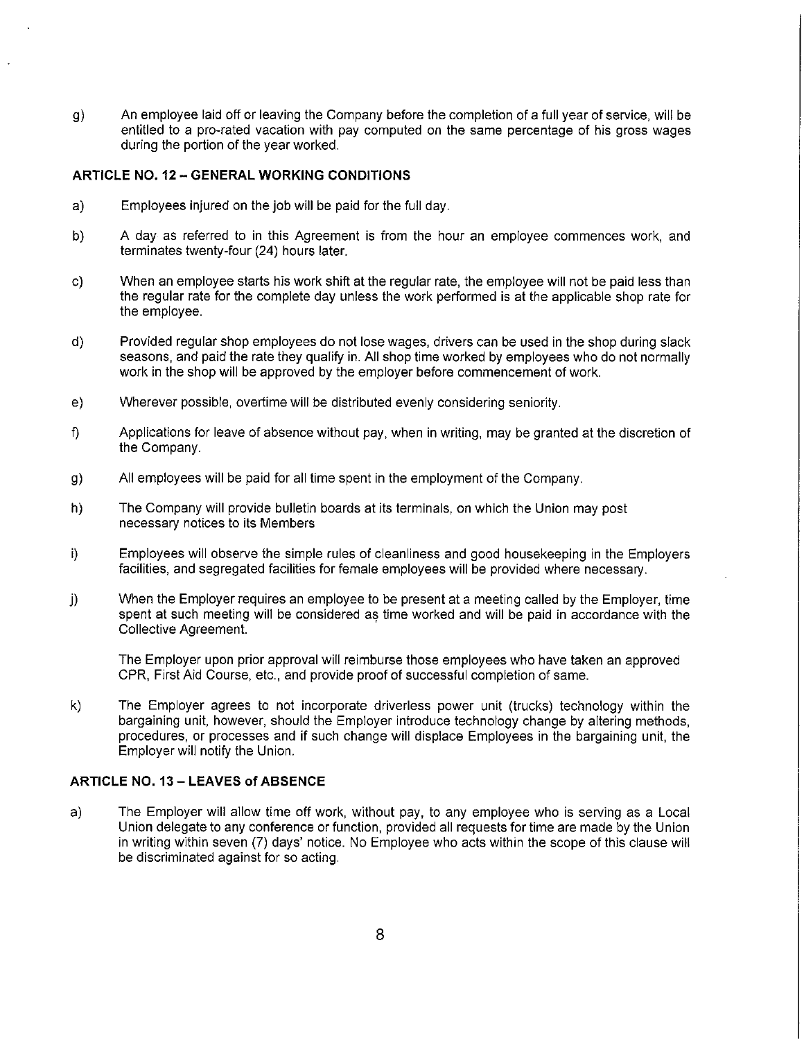g) An employee laid off or leaving the Company before the completion of a full year of service, will be entitled to a pro-rated vacation with pay computed on the same percentage of his gross wages during the portion of the year worked.

### ARTICLE NO. 12 – GENERAL WORKING CONDITIONS

a) Employees injured on the job will be paid for the full day.

b) A day as referred to in this Agreement is from the hour an employee commences work, and terminates twenty-four (24) hours later.

c) When an employee starts his work shift at the regular rate, the employee will not be paid less than the regular rate for the complete day unless the work performed is at the applicable shop rate for the employee.

d) Provided regular shop employees do not lose wages, drivers can be used in the shop during slack seasons, and paid the rate they qualify in. All shop time worked by employees who do not normally work in the shop will be approved by the employer before commencement of work.

e) Wherever possible, overtime will be distributed evenly considering seniority.

f) Applications for leave of absence without pay, when in writing, may be granted at the discretion of the Company.

g) All employees will be paid for all time spent in the employment of the Company.

h) The Company will provide bulletin boards at its terminals, on which the Union may post necessary notices to its Members

i) Employees will observe the simple rules of cleanliness and good housekeeping in the Employers facilities, and segregated facilities for female employees will be provided where necessary.

j) When the Employer requires an employee to be present at a meeting called by the Employer, time spent at such meeting will be considered as time worked and will be paid in accordance with the Collective Agreement.

The Employer upon prior approval will reimburse those employees who have taken an approved CPR, First Aid Course, etc., and provide proof of successful completion of same.

k) The Employer agrees to not incorporate driverless power unit (trucks) technology within the bargaining unit, however, should the Employer introduce technology change by altering methods, procedures, or processes and if such change will displace Employees in the bargaining unit, the Employer will notify the Union.

### ARTICLE NO. 13 – LEAVES of ABSENCE

a) The Employer will allow time off work, without pay, to any employee who is serving as a Local Union delegate to any conference or function, provided all requests for time are made by the Union in writing within seven (7) days' notice. No Employee who acts within the scope of this clause will be discriminated against for so acting.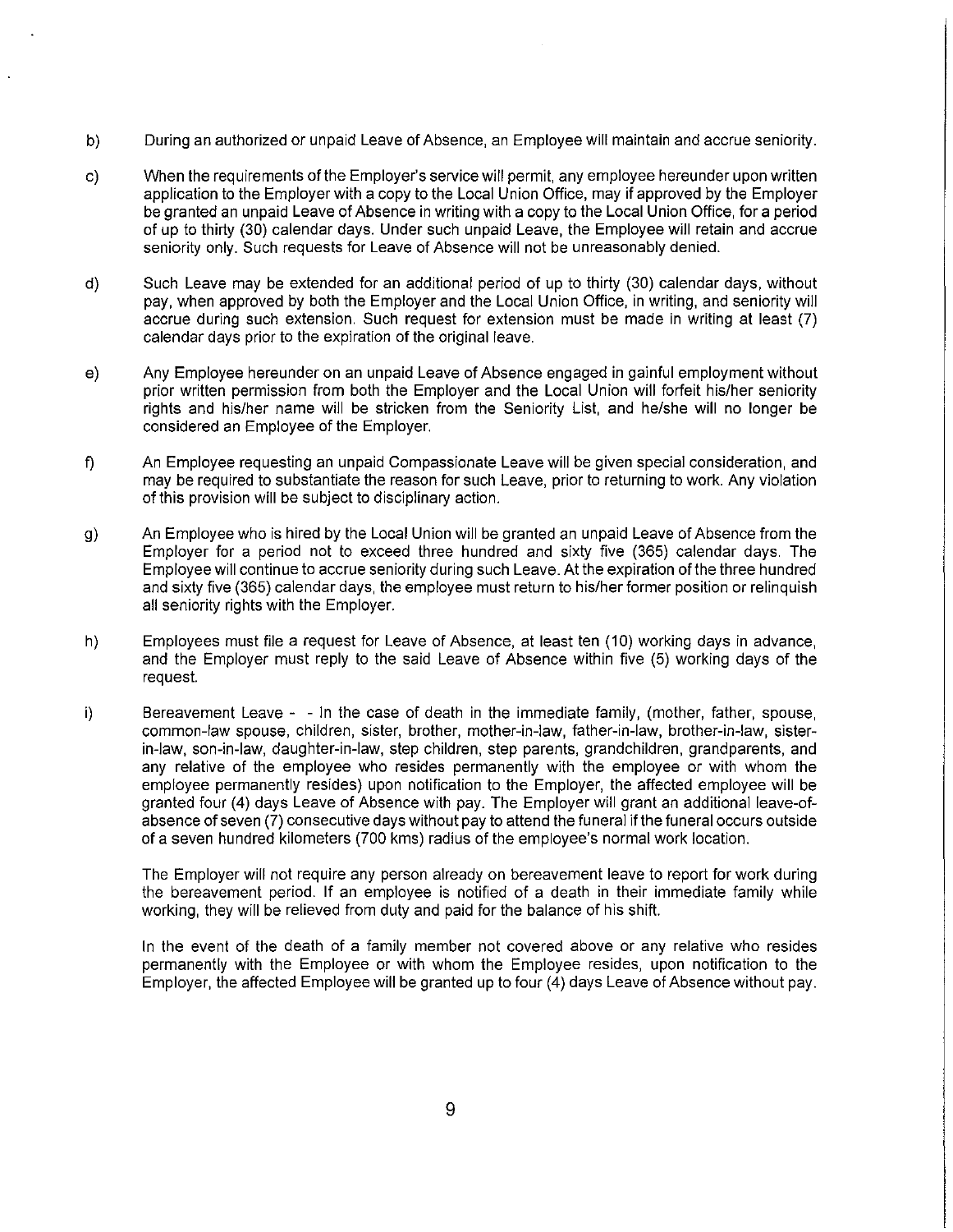b) During an authorized or unpaid Leave of Absence, an Employee will maintain and accrue seniority.

c) When the requirements of the Employer's service will permit, any employee hereunder upon written application to the Employer with a copy to the Local Union Office, may if approved by the Employer be granted an unpaid Leave of Absence in writing with a copy to the Local Union Office, for a period of up to thirty (30) calendar days. Under such unpaid Leave, the Employee will retain and accrue seniority only. Such requests for Leave of Absence will not be unreasonably denied.

d) Such Leave may be extended for an additional period of up to thirty (30) calendar days, without pay, when approved by both the Employer and the Local Union Office, in writing, and seniority will accrue during such extension. Such request for extension must be made in writing at least (7) calendar days prior to the expiration of the original leave.

e) Any Employee hereunder on an unpaid Leave of Absence engaged in gainful employment without prior written permission from both the Employer and the Local Union will forfeit his/her seniority rights and his/her name will be stricken from the Seniority List, and he/she will no longer be considered an Employee of the Employer.

f) An Employee requesting an unpaid Compassionate Leave will be given special consideration, and may be required to substantiate the reason for such Leave, prior to returning to work. Any violation of this provision will be subject to disciplinary action.

g) An Employee who is hired by the Local Union will be granted an unpaid Leave of Absence from the Employer for a period not to exceed three hundred and sixty five (365) calendar days. The Employee will continue to accrue seniority during such Leave. At the expiration of the three hundred and sixty five (365) calendar days, the employee must return to his/her former position or relinquish all seniority rights with the Employer.

h) Employees must file a request for Leave of Absence, at least ten (10) working days in advance, and the Employer must reply to the said Leave of Absence within five (5) working days of the request.

i) Bereavement Leave - - In the case of death in the immediate family, (mother, father, spouse, common-law spouse, children, sister, brother, mother-in-law, father-in-law, brother-in-law, sister-in-law, son-in-law, daughter-in-law, step children, step parents, grandchildren, grandparents, and any relative of the employee who resides permanently with the employee or with whom the employee permanently resides) upon notification to the Employer, the affected employee will be granted four (4) days Leave of Absence with pay. The Employer will grant an additional leave-of-absence of seven (7) consecutive days without pay to attend the funeral if the funeral occurs outside of a seven hundred kilometers (700 kms) radius of the employee's normal work location.

The Employer will not require any person already on bereavement leave to report for work during the bereavement period. If an employee is notified of a death in their immediate family while working, they will be relieved from duty and paid for the balance of his shift.

In the event of the death of a family member not covered above or any relative who resides permanently with the Employee or with whom the Employee resides, upon notification to the Employer, the affected Employee will be granted up to four (4) days Leave of Absence without pay.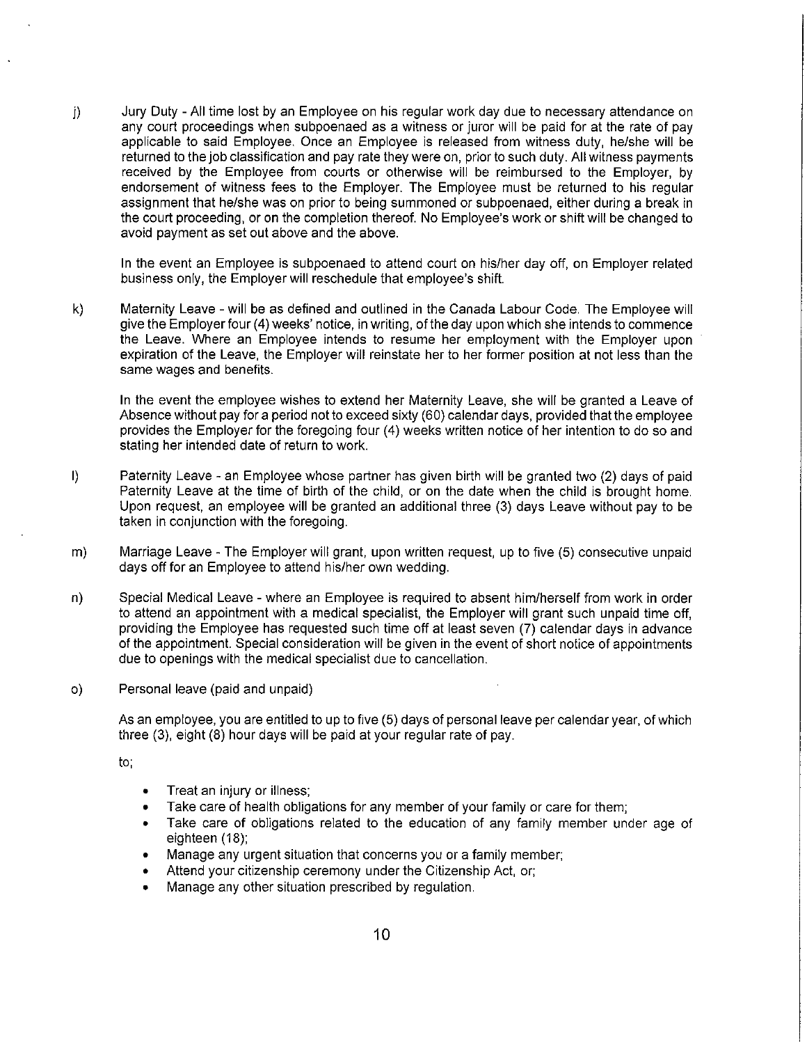j) Jury Duty - All time lost by an Employee on his regular work day due to necessary attendance on any court proceedings when subpoenaed as a witness or juror will be paid for at the rate of pay applicable to said Employee. Once an Employee is released from witness duty, he/she will be returned to the job classification and pay rate they were on, prior to such duty. All witness payments received by the Employee from courts or otherwise will be reimbursed to the Employer, by endorsement of witness fees to the Employer. The Employee must be returned to his regular assignment that he/she was on prior to being summoned or subpoenaed, either during a break in the court proceeding, or on the completion thereof. No Employee's work or shift will be changed to avoid payment as set out above and the above.

In the event an Employee is subpoenaed to attend court on his/her day off, on Employer related business only, the Employer will reschedule that employee's shift.

k) Maternity Leave - will be as defined and outlined in the Canada Labour Code. The Employee will give the Employer four (4) weeks' notice, in writing, of the day upon which she intends to commence the Leave. Where an Employee intends to resume her employment with the Employer upon expiration of the Leave, the Employer will reinstate her to her former position at not less than the same wages and benefits.

In the event the employee wishes to extend her Maternity Leave, she will be granted a Leave of Absence without pay for a period not to exceed sixty (60) calendar days, provided that the employee provides the Employer for the foregoing four (4) weeks written notice of her intention to do so and stating her intended date of return to work.

l) Paternity Leave - an Employee whose partner has given birth will be granted two (2) days of paid Paternity Leave at the time of birth of the child, or on the date when the child is brought home. Upon request, an employee will be granted an additional three (3) days Leave without pay to be taken in conjunction with the foregoing.

m) Marriage Leave - The Employer will grant, upon written request, up to five (5) consecutive unpaid days off for an Employee to attend his/her own wedding.

n) Special Medical Leave - where an Employee is required to absent him/herself from work in order to attend an appointment with a medical specialist, the Employer will grant such unpaid time off, providing the Employee has requested such time off at least seven (7) calendar days in advance of the appointment. Special consideration will be given in the event of short notice of appointments due to openings with the medical specialist due to cancellation.

o) Personal leave (paid and unpaid)

As an employee, you are entitled to up to five (5) days of personal leave per calendar year, of which three (3), eight (8) hour days will be paid at your regular rate of pay.

to;

- Treat an injury or illness;
- Take care of health obligations for any member of your family or care for them;
- Take care of obligations related to the education of any family member under age of eighteen (18);
- Manage any urgent situation that concerns you or a family member;
- Attend your citizenship ceremony under the Citizenship Act, or;
- Manage any other situation prescribed by regulation.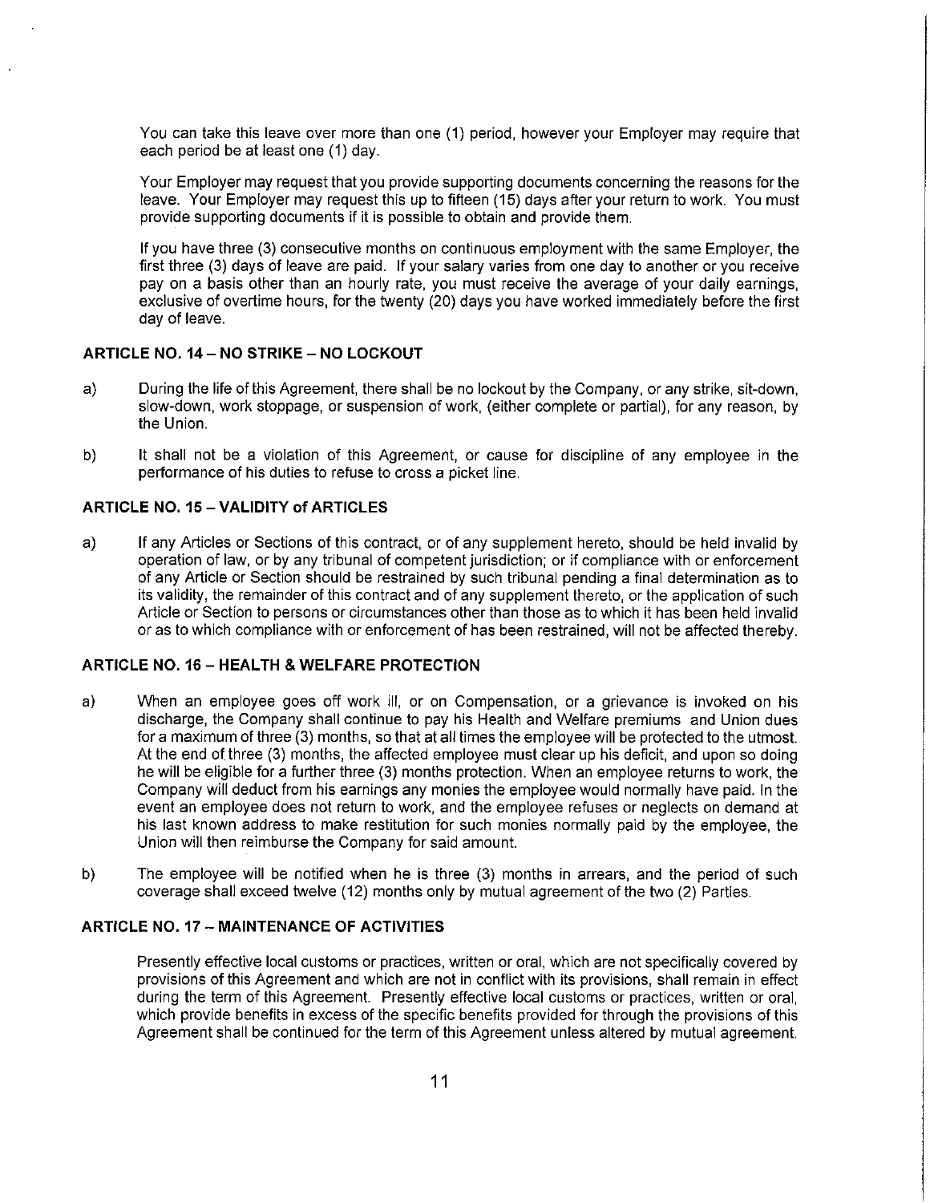You can take this leave over more than one (1) period, however your Employer may require that each period be at least one (1) day.

Your Employer may request that you provide supporting documents concerning the reasons for the leave. Your Employer may request this up to fifteen (15) days after your return to work. You must provide supporting documents if it is possible to obtain and provide them.

If you have three (3) consecutive months on continuous employment with the same Employer, the first three (3) days of leave are paid. If your salary varies from one day to another or you receive pay on a basis other than an hourly rate, you must receive the average of your daily earnings, exclusive of overtime hours, for the twenty (20) days you have worked immediately before the first day of leave.

## ARTICLE NO. 14 – NO STRIKE – NO LOCKOUT

a) During the life of this Agreement, there shall be no lockout by the Company, or any strike, sit-down, slow-down, work stoppage, or suspension of work, (either complete or partial), for any reason, by the Union.

b) It shall not be a violation of this Agreement, or cause for discipline of any employee in the performance of his duties to refuse to cross a picket line.

## ARTICLE NO. 15 – VALIDITY of ARTICLES

a) If any Articles or Sections of this contract, or of any supplement hereto, should be held invalid by operation of law, or by any tribunal of competent jurisdiction; or if compliance with or enforcement of any Article or Section should be restrained by such tribunal pending a final determination as to its validity, the remainder of this contract and of any supplement thereto, or the application of such Article or Section to persons or circumstances other than those as to which it has been held invalid or as to which compliance with or enforcement of has been restrained, will not be affected thereby.

## ARTICLE NO. 16 – HEALTH & WELFARE PROTECTION

a) When an employee goes off work ill, or on Compensation, or a grievance is invoked on his discharge, the Company shall continue to pay his Health and Welfare premiums and Union dues for a maximum of three (3) months, so that at all times the employee will be protected to the utmost. At the end of three (3) months, the affected employee must clear up his deficit, and upon so doing he will be eligible for a further three (3) months protection. When an employee returns to work, the Company will deduct from his earnings any monies the employee would normally have paid. In the event an employee does not return to work, and the employee refuses or neglects on demand at his last known address to make restitution for such monies normally paid by the employee, the Union will then reimburse the Company for said amount.

b) The employee will be notified when he is three (3) months in arrears, and the period of such coverage shall exceed twelve (12) months only by mutual agreement of the two (2) Parties.

## ARTICLE NO. 17 – MAINTENANCE OF ACTIVITIES

Presently effective local customs or practices, written or oral, which are not specifically covered by provisions of this Agreement and which are not in conflict with its provisions, shall remain in effect during the term of this Agreement. Presently effective local customs or practices, written or oral, which provide benefits in excess of the specific benefits provided for through the provisions of this Agreement shall be continued for the term of this Agreement unless altered by mutual agreement.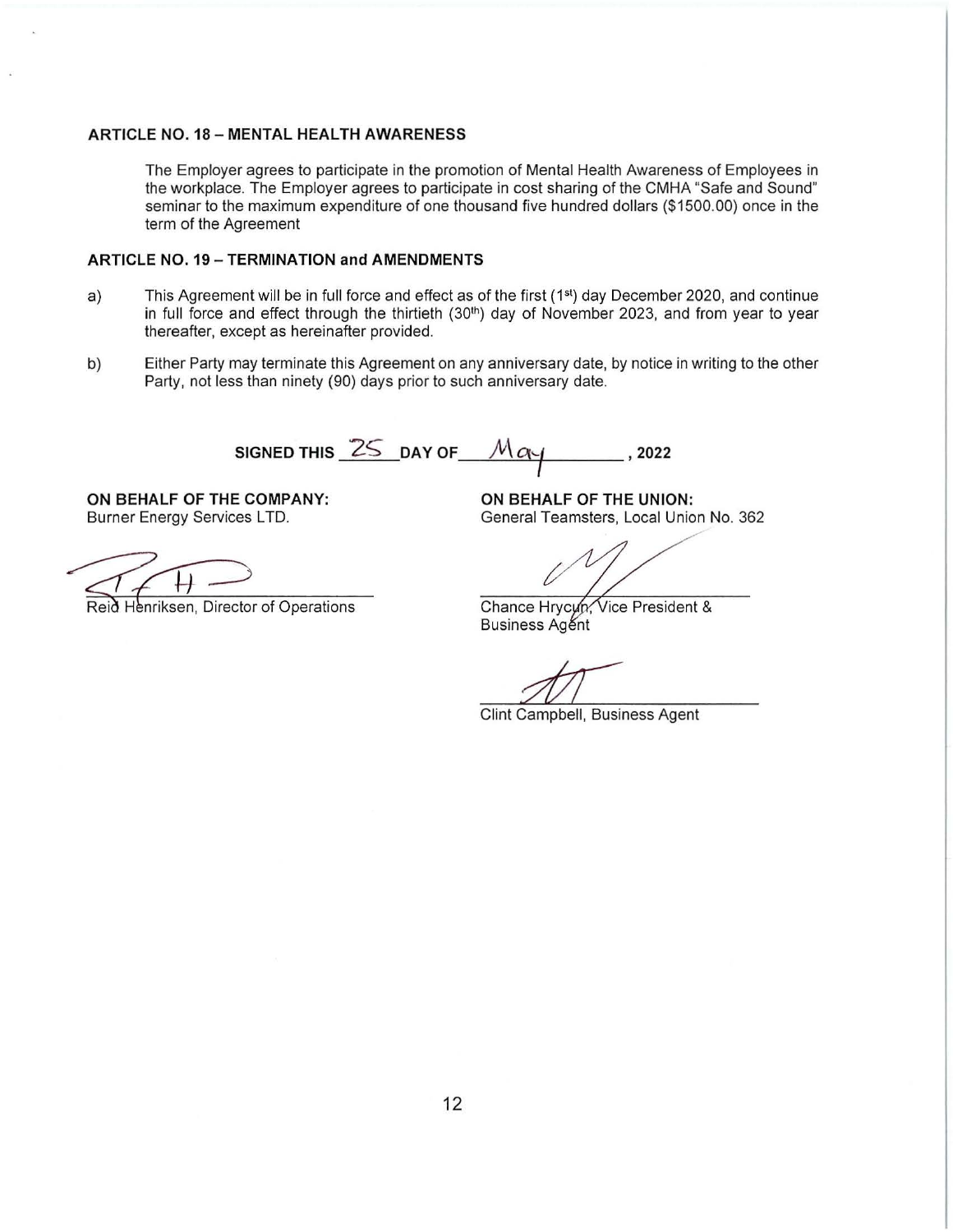### ARTICLE NO. 18 – MENTAL HEALTH AWARENESS

The Employer agrees to participate in the promotion of Mental Health Awareness of Employees in the workplace. The Employer agrees to participate in cost sharing of the CMHA "Safe and Sound" seminar to the maximum expenditure of one thousand five hundred dollars ($1500.00) once in the term of the Agreement

### ARTICLE NO. 19 – TERMINATION and AMENDMENTS

a) This Agreement will be in full force and effect as of the first (1st) day December 2020, and continue in full force and effect through the thirtieth (30th) day of November 2023, and from year to year thereafter, except as hereinafter provided.

b) Either Party may terminate this Agreement on any anniversary date, by notice in writing to the other Party, not less than ninety (90) days prior to such anniversary date.

**SIGNED THIS 25 DAY OF May, 2022**

**ON BEHALF OF THE COMPANY:**
Burner Energy Services LTD.

Reid Henriksen, Director of Operations

**ON BEHALF OF THE UNION:**
General Teamsters, Local Union No. 362

Chance Hrycun, Vice President & Business Agent

Clint Campbell, Business Agent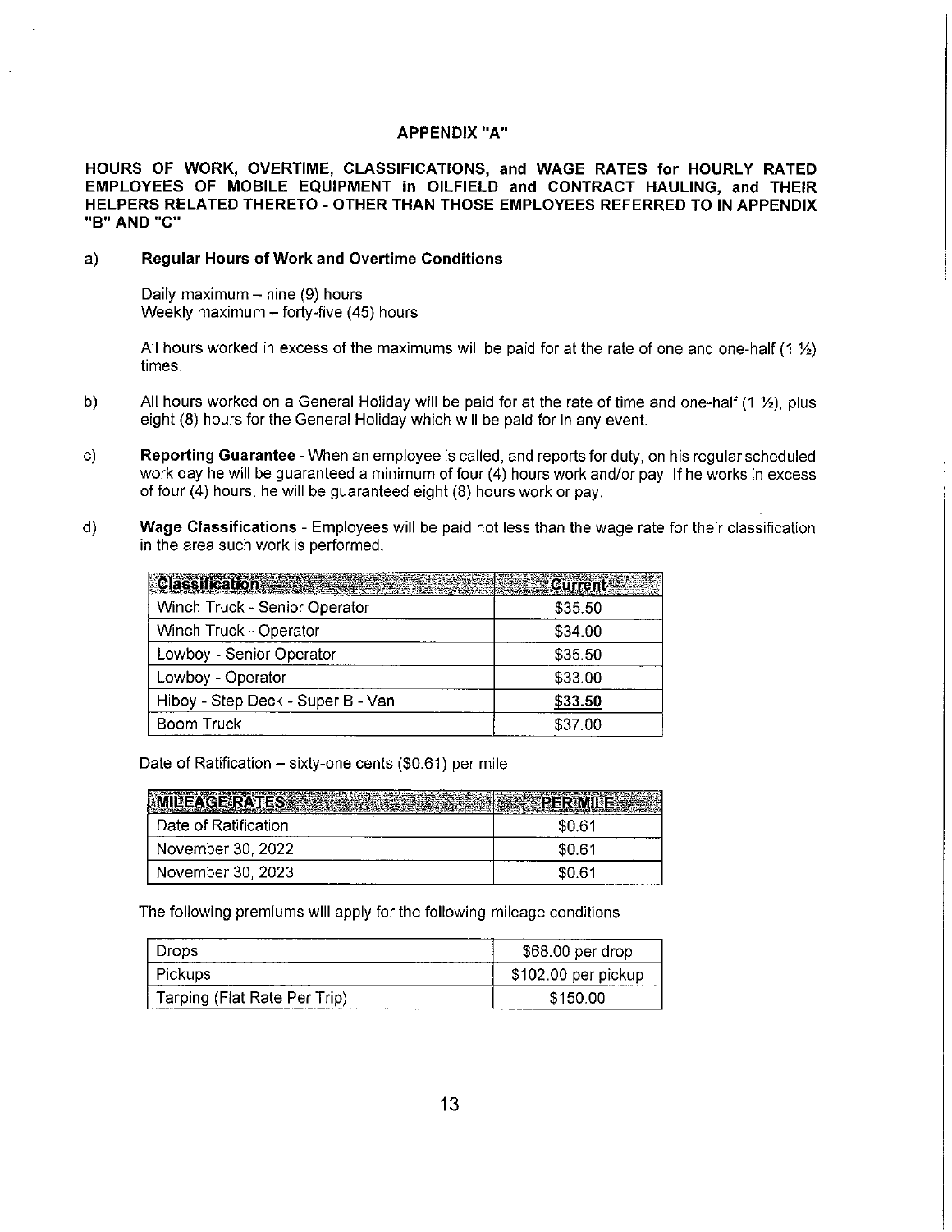## APPENDIX "A"

**HOURS OF WORK, OVERTIME, CLASSIFICATIONS, and WAGE RATES for HOURLY RATED EMPLOYEES OF MOBILE EQUIPMENT in OILFIELD and CONTRACT HAULING, and THEIR HELPERS RELATED THERETO - OTHER THAN THOSE EMPLOYEES REFERRED TO IN APPENDIX "B" AND "C"**

a) **Regular Hours of Work and Overtime Conditions**

Daily maximum – nine (9) hours
Weekly maximum – forty-five (45) hours

All hours worked in excess of the maximums will be paid for at the rate of one and one-half (1 ½) times.

b) All hours worked on a General Holiday will be paid for at the rate of time and one-half (1 ½), plus eight (8) hours for the General Holiday which will be paid for in any event.

c) **Reporting Guarantee** - When an employee is called, and reports for duty, on his regular scheduled work day he will be guaranteed a minimum of four (4) hours work and/or pay. If he works in excess of four (4) hours, he will be guaranteed eight (8) hours work or pay.

d) **Wage Classifications** - Employees will be paid not less than the wage rate for their classification in the area such work is performed.

| Classification | Current |
|---|---|
| Winch Truck - Senior Operator | $35.50 |
| Winch Truck - Operator | $34.00 |
| Lowboy - Senior Operator | $35.50 |
| Lowboy - Operator | $33.00 |
| Hiboy - Step Deck - Super B - Van | **$33.50** |
| Boom Truck | $37.00 |

Date of Ratification – sixty-one cents ($0.61) per mile

| MILEAGE RATES | PER MILE |
|---|---|
| Date of Ratification | $0.61 |
| November 30, 2022 | $0.61 |
| November 30, 2023 | $0.61 |

The following premiums will apply for the following mileage conditions

| | |
|---|---|
| Drops | $68.00 per drop |
| Pickups | $102.00 per pickup |
| Tarping (Flat Rate Per Trip) | $150.00 |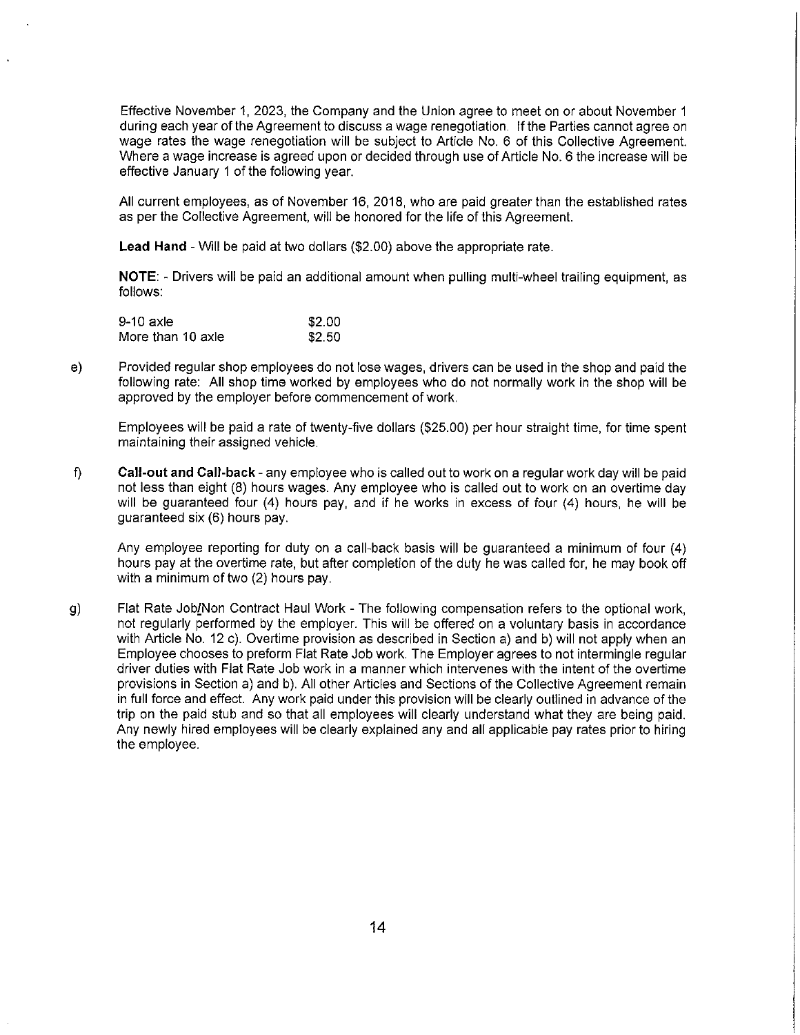Effective November 1, 2023, the Company and the Union agree to meet on or about November 1 during each year of the Agreement to discuss a wage renegotiation. If the Parties cannot agree on wage rates the wage renegotiation will be subject to Article No. 6 of this Collective Agreement. Where a wage increase is agreed upon or decided through use of Article No. 6 the increase will be effective January 1 of the following year.

All current employees, as of November 16, 2018, who are paid greater than the established rates as per the Collective Agreement, will be honored for the life of this Agreement.

**Lead Hand** - Will be paid at two dollars ($2.00) above the appropriate rate.

**NOTE**: - Drivers will be paid an additional amount when pulling multi-wheel trailing equipment, as follows:

| | |
|---|---|
| 9-10 axle | $2.00 |
| More than 10 axle | $2.50 |

e) Provided regular shop employees do not lose wages, drivers can be used in the shop and paid the following rate: All shop time worked by employees who do not normally work in the shop will be approved by the employer before commencement of work.

Employees will be paid a rate of twenty-five dollars ($25.00) per hour straight time, for time spent maintaining their assigned vehicle.

f) **Call-out and Call-back** - any employee who is called out to work on a regular work day will be paid not less than eight (8) hours wages. Any employee who is called out to work on an overtime day will be guaranteed four (4) hours pay, and if he works in excess of four (4) hours, he will be guaranteed six (6) hours pay.

Any employee reporting for duty on a call-back basis will be guaranteed a minimum of four (4) hours pay at the overtime rate, but after completion of the duty he was called for, he may book off with a minimum of two (2) hours pay.

g) Flat Rate Job/Non Contract Haul Work - The following compensation refers to the optional work, not regularly performed by the employer. This will be offered on a voluntary basis in accordance with Article No. 12 c). Overtime provision as described in Section a) and b) will not apply when an Employee chooses to preform Flat Rate Job work. The Employer agrees to not intermingle regular driver duties with Flat Rate Job work in a manner which intervenes with the intent of the overtime provisions in Section a) and b). All other Articles and Sections of the Collective Agreement remain in full force and effect. Any work paid under this provision will be clearly outlined in advance of the trip on the paid stub and so that all employees will clearly understand what they are being paid. Any newly hired employees will be clearly explained any and all applicable pay rates prior to hiring the employee.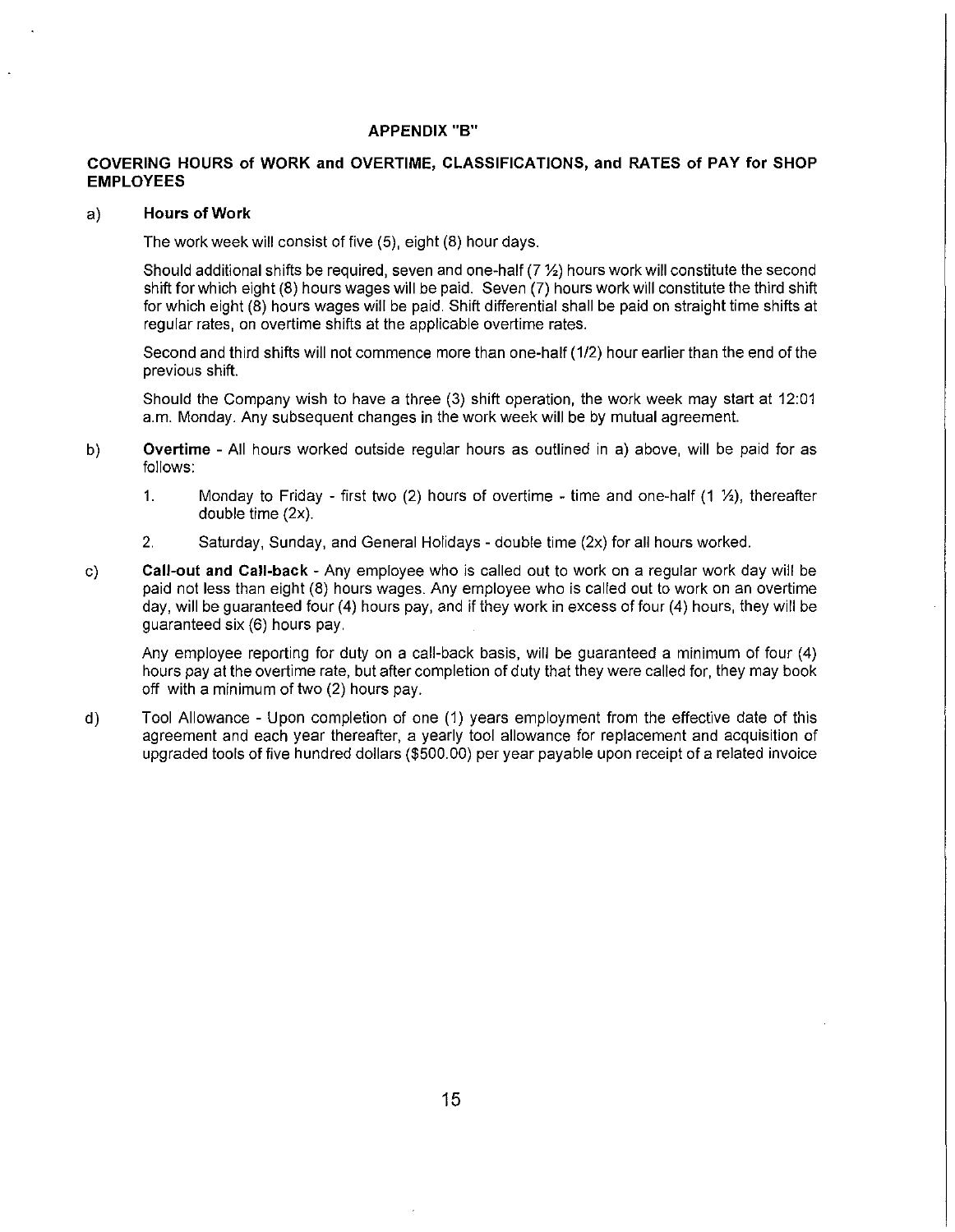## APPENDIX "B"

### COVERING HOURS of WORK and OVERTIME, CLASSIFICATIONS, and RATES of PAY for SHOP EMPLOYEES

a) **Hours of Work**

The work week will consist of five (5), eight (8) hour days.

Should additional shifts be required, seven and one-half (7 ½) hours work will constitute the second shift for which eight (8) hours wages will be paid. Seven (7) hours work will constitute the third shift for which eight (8) hours wages will be paid. Shift differential shall be paid on straight time shifts at regular rates, on overtime shifts at the applicable overtime rates.

Second and third shifts will not commence more than one-half (1/2) hour earlier than the end of the previous shift.

Should the Company wish to have a three (3) shift operation, the work week may start at 12:01 a.m. Monday. Any subsequent changes in the work week will be by mutual agreement.

b) **Overtime** - All hours worked outside regular hours as outlined in a) above, will be paid for as follows:

1. Monday to Friday - first two (2) hours of overtime - time and one-half (1 ½), thereafter double time (2x).
2. Saturday, Sunday, and General Holidays - double time (2x) for all hours worked.

c) **Call-out and Call-back** - Any employee who is called out to work on a regular work day will be paid not less than eight (8) hours wages. Any employee who is called out to work on an overtime day, will be guaranteed four (4) hours pay, and if they work in excess of four (4) hours, they will be guaranteed six (6) hours pay.

Any employee reporting for duty on a call-back basis, will be guaranteed a minimum of four (4) hours pay at the overtime rate, but after completion of duty that they were called for, they may book off with a minimum of two (2) hours pay.

d) Tool Allowance - Upon completion of one (1) years employment from the effective date of this agreement and each year thereafter, a yearly tool allowance for replacement and acquisition of upgraded tools of five hundred dollars ($500.00) per year payable upon receipt of a related invoice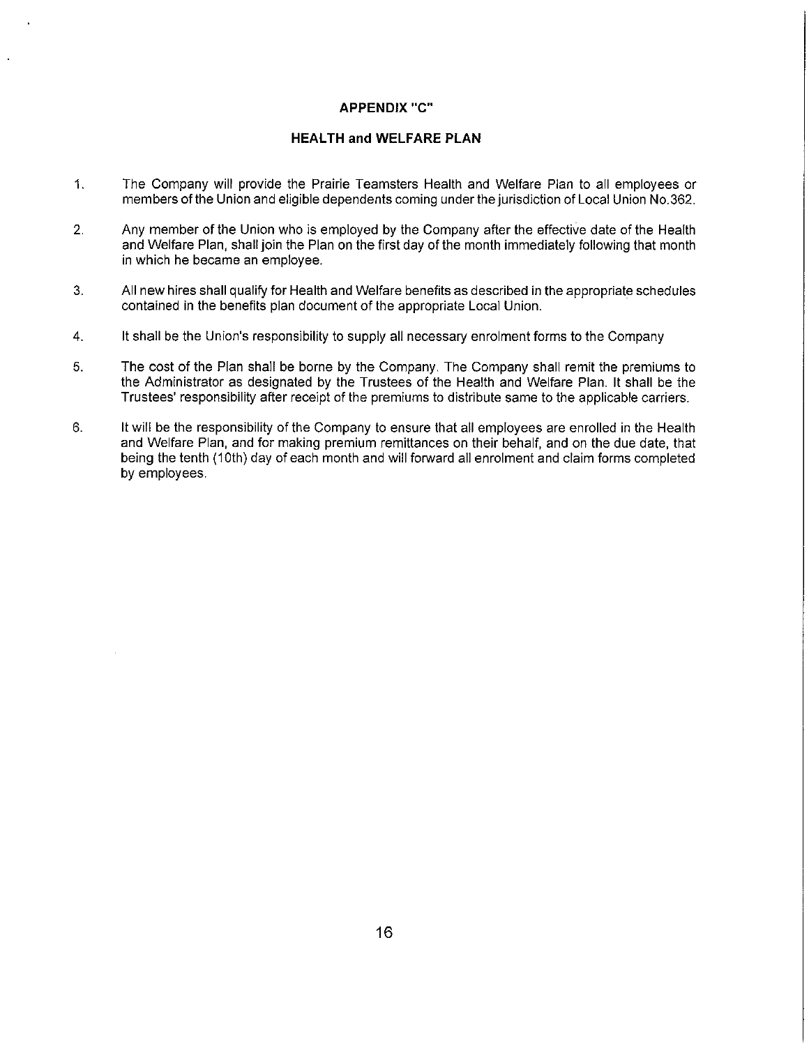# APPENDIX "C"

## HEALTH and WELFARE PLAN

1. The Company will provide the Prairie Teamsters Health and Welfare Plan to all employees or members of the Union and eligible dependents coming under the jurisdiction of Local Union No.362.

2. Any member of the Union who is employed by the Company after the effective date of the Health and Welfare Plan, shall join the Plan on the first day of the month immediately following that month in which he became an employee.

3. All new hires shall qualify for Health and Welfare benefits as described in the appropriate schedules contained in the benefits plan document of the appropriate Local Union.

4. It shall be the Union's responsibility to supply all necessary enrolment forms to the Company

5. The cost of the Plan shall be borne by the Company. The Company shall remit the premiums to the Administrator as designated by the Trustees of the Health and Welfare Plan. It shall be the Trustees' responsibility after receipt of the premiums to distribute same to the applicable carriers.

6. It will be the responsibility of the Company to ensure that all employees are enrolled in the Health and Welfare Plan, and for making premium remittances on their behalf, and on the due date, that being the tenth (10th) day of each month and will forward all enrolment and claim forms completed by employees.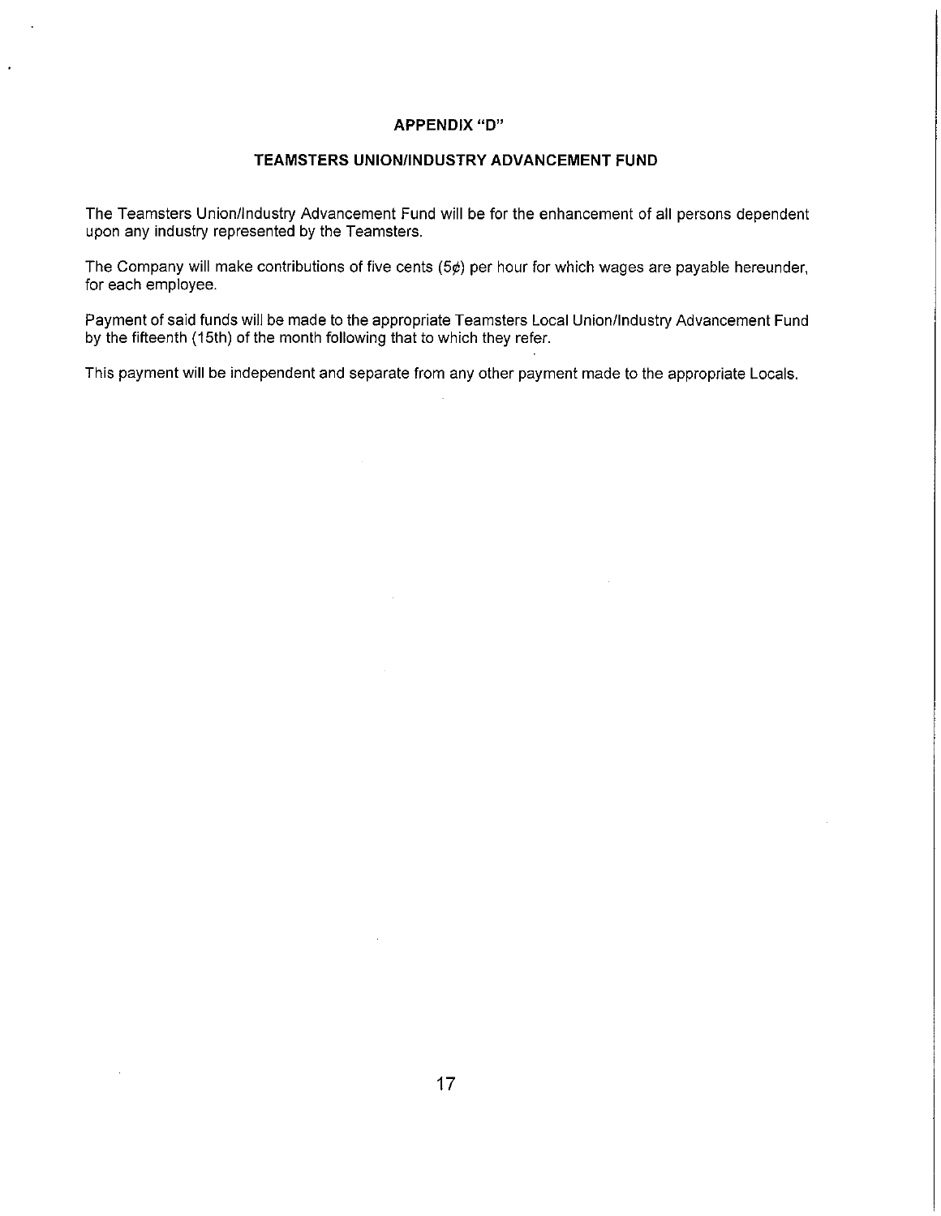# APPENDIX "D"

## TEAMSTERS UNION/INDUSTRY ADVANCEMENT FUND

The Teamsters Union/Industry Advancement Fund will be for the enhancement of all persons dependent upon any industry represented by the Teamsters.

The Company will make contributions of five cents (5¢) per hour for which wages are payable hereunder, for each employee.

Payment of said funds will be made to the appropriate Teamsters Local Union/Industry Advancement Fund by the fifteenth (15th) of the month following that to which they refer.

This payment will be independent and separate from any other payment made to the appropriate Locals.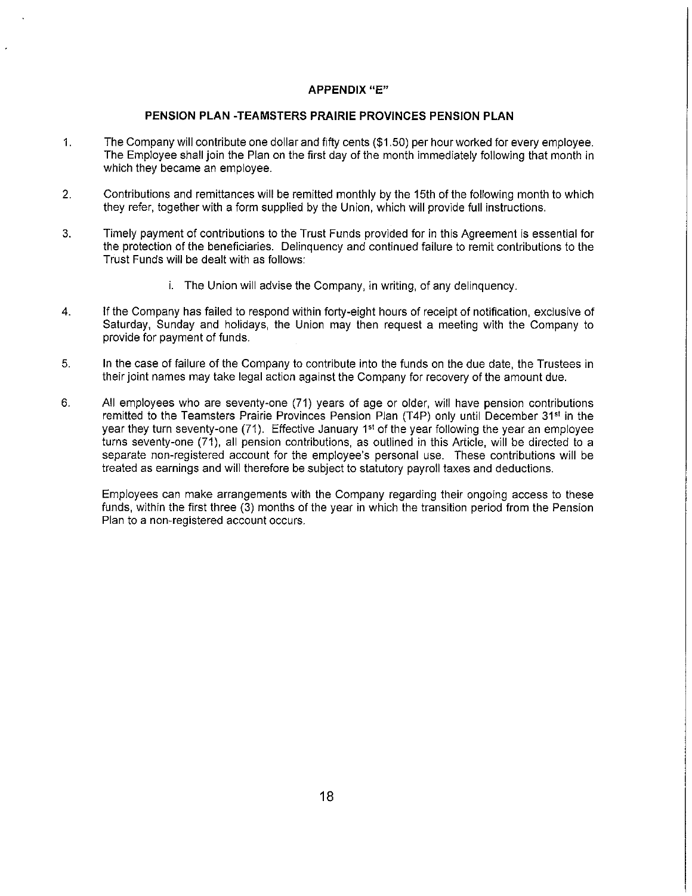## APPENDIX "E"

## PENSION PLAN -TEAMSTERS PRAIRIE PROVINCES PENSION PLAN

1. The Company will contribute one dollar and fifty cents ($1.50) per hour worked for every employee. The Employee shall join the Plan on the first day of the month immediately following that month in which they became an employee.

2. Contributions and remittances will be remitted monthly by the 15th of the following month to which they refer, together with a form supplied by the Union, which will provide full instructions.

3. Timely payment of contributions to the Trust Funds provided for in this Agreement is essential for the protection of the beneficiaries. Delinquency and continued failure to remit contributions to the Trust Funds will be dealt with as follows:

   i. The Union will advise the Company, in writing, of any delinquency.

4. If the Company has failed to respond within forty-eight hours of receipt of notification, exclusive of Saturday, Sunday and holidays, the Union may then request a meeting with the Company to provide for payment of funds.

5. In the case of failure of the Company to contribute into the funds on the due date, the Trustees in their joint names may take legal action against the Company for recovery of the amount due.

6. All employees who are seventy-one (71) years of age or older, will have pension contributions remitted to the Teamsters Prairie Provinces Pension Plan (T4P) only until December 31st in the year they turn seventy-one (71). Effective January 1st of the year following the year an employee turns seventy-one (71), all pension contributions, as outlined in this Article, will be directed to a separate non-registered account for the employee's personal use. These contributions will be treated as earnings and will therefore be subject to statutory payroll taxes and deductions.

   Employees can make arrangements with the Company regarding their ongoing access to these funds, within the first three (3) months of the year in which the transition period from the Pension Plan to a non-registered account occurs.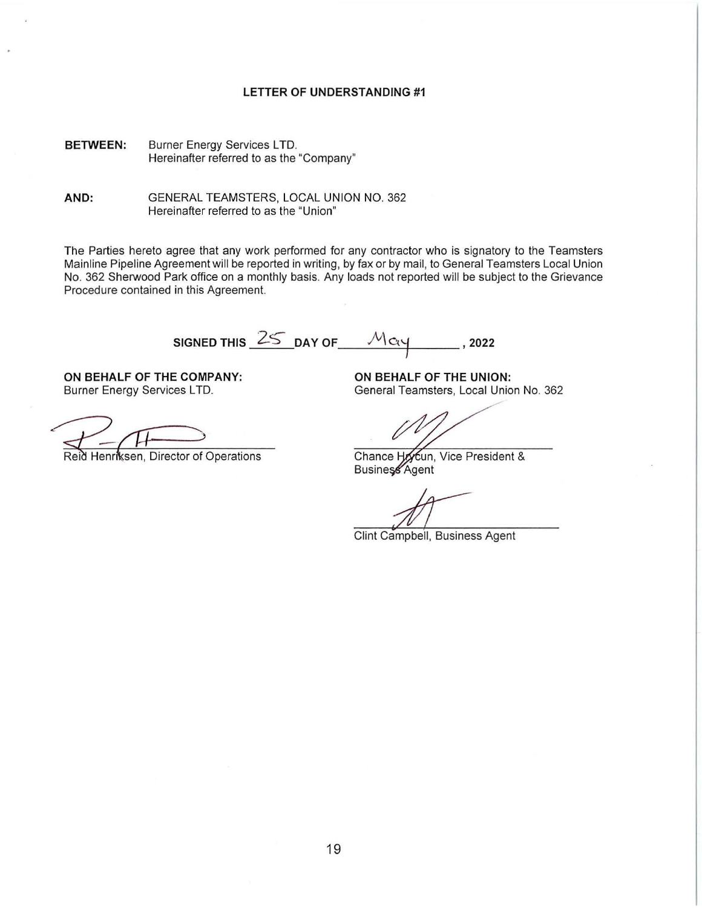**LETTER OF UNDERSTANDING #1**

**BETWEEN:** Burner Energy Services LTD.
Hereinafter referred to as the "Company"

**AND:** GENERAL TEAMSTERS, LOCAL UNION NO. 362
Hereinafter referred to as the "Union"

The Parties hereto agree that any work performed for any contractor who is signatory to the Teamsters Mainline Pipeline Agreement will be reported in writing, by fax or by mail, to General Teamsters Local Union No. 362 Sherwood Park office on a monthly basis. Any loads not reported will be subject to the Grievance Procedure contained in this Agreement.

**SIGNED THIS** 25 **DAY OF** May **, 2022**

**ON BEHALF OF THE COMPANY:**
Burner Energy Services LTD.

Reid Henriksen, Director of Operations

**ON BEHALF OF THE UNION:**
General Teamsters, Local Union No. 362

Chance Hrycun, Vice President & Business Agent

Clint Campbell, Business Agent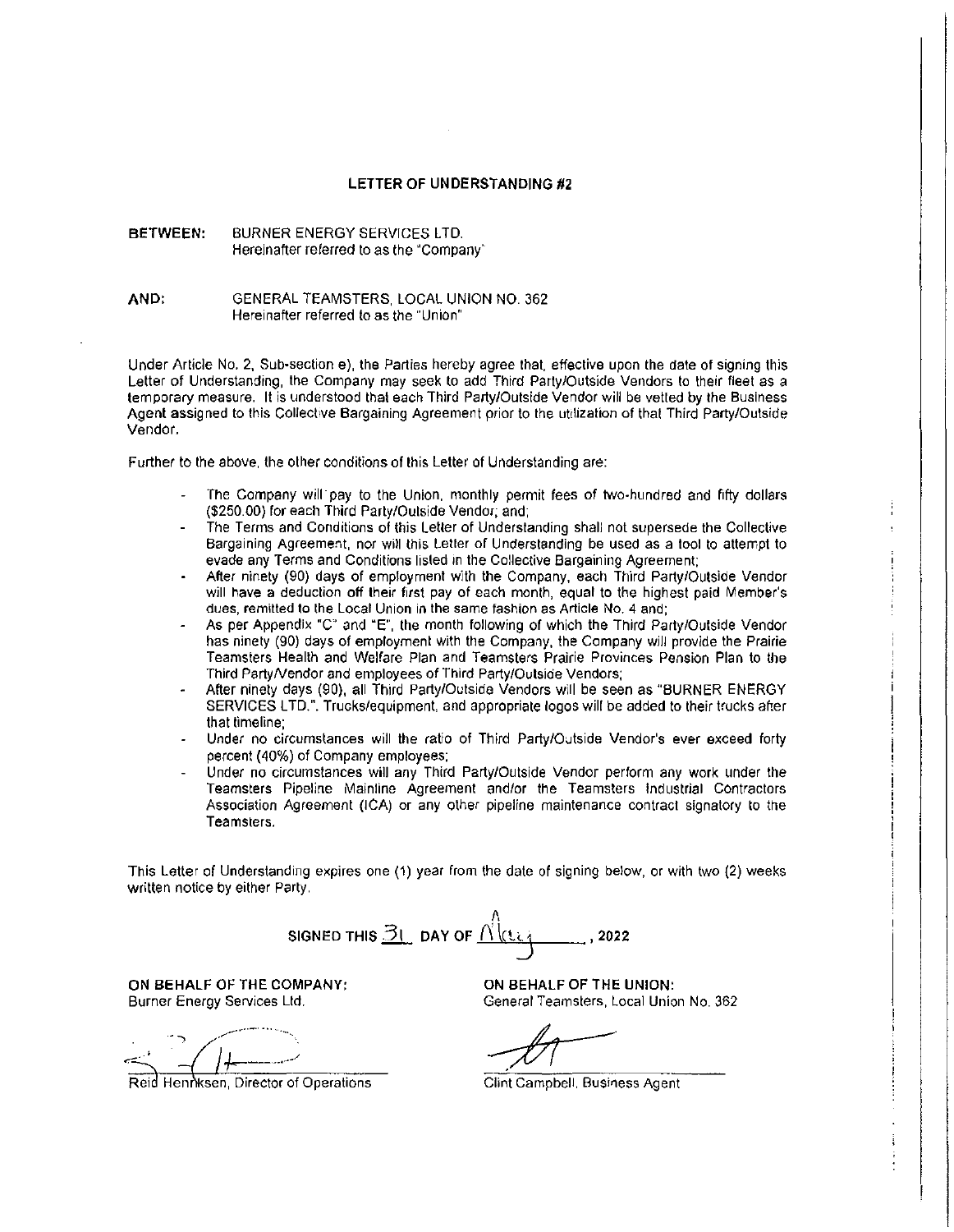## LETTER OF UNDERSTANDING #2

**BETWEEN:** BURNER ENERGY SERVICES LTD.
Hereinafter referred to as the "Company"

**AND:** GENERAL TEAMSTERS, LOCAL UNION NO. 362
Hereinafter referred to as the "Union"

Under Article No. 2, Sub-section e), the Parties hereby agree that, effective upon the date of signing this Letter of Understanding, the Company may seek to add Third Party/Outside Vendors to their fleet as a temporary measure. It is understood that each Third Party/Outside Vendor will be vetted by the Business Agent assigned to this Collective Bargaining Agreement prior to the utilization of that Third Party/Outside Vendor.

Further to the above, the other conditions of this Letter of Understanding are:

- The Company will pay to the Union, monthly permit fees of two-hundred and fifty dollars ($250.00) for each Third Party/Outside Vendor; and;
- The Terms and Conditions of this Letter of Understanding shall not supersede the Collective Bargaining Agreement, nor will this Letter of Understanding be used as a tool to attempt to evade any Terms and Conditions listed in the Collective Bargaining Agreement;
- After ninety (90) days of employment with the Company, each Third Party/Outside Vendor will have a deduction off their first pay of each month, equal to the highest paid Member's dues, remitted to the Local Union in the same fashion as Article No. 4 and;
- As per Appendix "C" and "E", the month following of which the Third Party/Outside Vendor has ninety (90) days of employment with the Company, the Company will provide the Prairie Teamsters Health and Welfare Plan and Teamsters Prairie Provinces Pension Plan to the Third Party/Vendor and employees of Third Party/Outside Vendors;
- After ninety days (90), all Third Party/Outside Vendors will be seen as "BURNER ENERGY SERVICES LTD.". Trucks/equipment, and appropriate logos will be added to their trucks after that timeline;
- Under no circumstances will the ratio of Third Party/Outside Vendor's ever exceed forty percent (40%) of Company employees;
- Under no circumstances will any Third Party/Outside Vendor perform any work under the Teamsters Pipeline Mainline Agreement and/or the Teamsters Industrial Contractors Association Agreement (ICA) or any other pipeline maintenance contract signatory to the Teamsters.

This Letter of Understanding expires one (1) year from the date of signing below, or with two (2) weeks written notice by either Party.

SIGNED THIS 31 DAY OF May, 2022

**ON BEHALF OF THE COMPANY:**
Burner Energy Services Ltd.

Reid Henriksen, Director of Operations

**ON BEHALF OF THE UNION:**
General Teamsters, Local Union No. 362

Clint Campbell, Business Agent